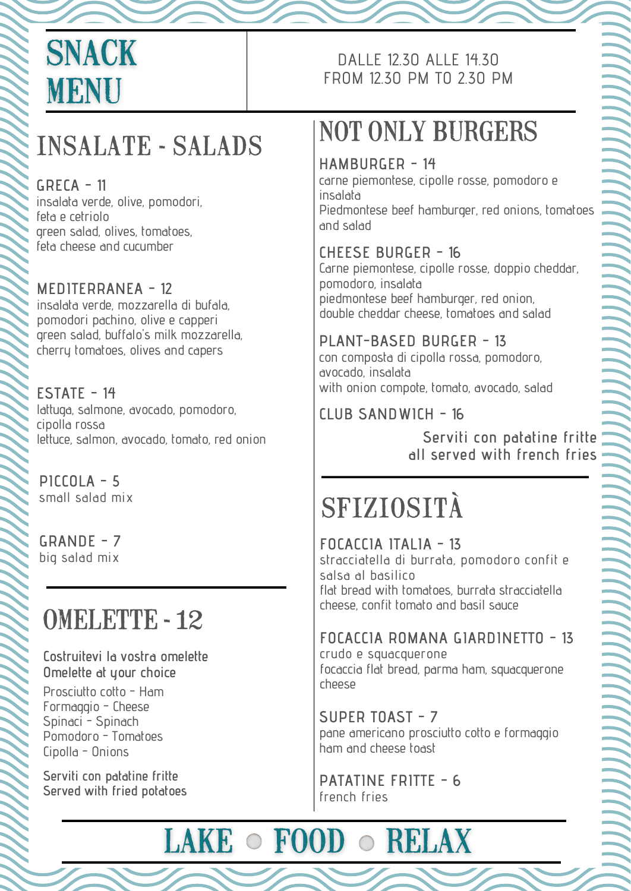# SNACK MENU

DALLE 12.30 ALLE 14.30
FROM 12.30 PM TO 2.30 PM

## INSALATE - SALADS

**GRECA - 11**
insalata verde, olive, pomodori, feta e cetriolo
green salad, olives, tomatoes, feta cheese and cucumber

**MEDITERRANEA - 12**
insalata verde, mozzarella di bufala, pomodori pachino, olive e capperi
green salad, buffalo's milk mozzarella, cherry tomatoes, olives and capers

**ESTATE - 14**
lattuga, salmone, avocado, pomodoro, cipolla rossa
lettuce, salmon, avocado, tomato, red onion

**PICCOLA - 5**
small salad mix

**GRANDE - 7**
big salad mix

## OMELETTE - 12

**Costruitevi la vostra omelette**
**Omelette at your choice**

Prosciutto cotto - Ham
Formaggio - Cheese
Spinaci - Spinach
Pomodoro - Tomatoes
Cipolla - Onions

**Serviti con patatine fritte**
**Served with fried potatoes**

## NOT ONLY BURGERS

**HAMBURGER - 14**
carne piemontese, cipolle rosse, pomodoro e insalata
Piedmontese beef hamburger, red onions, tomatoes and salad

**CHEESE BURGER - 16**
Carne piemontese, cipolle rosse, doppio cheddar, pomodoro, insalata
piedmontese beef hamburger, red onion, double cheddar cheese, tomatoes and salad

**PLANT-BASED BURGER - 13**
con composta di cipolla rossa, pomodoro, avocado, insalata
with onion compote, tomato, avocado, salad

**CLUB SANDWICH - 16**

**Serviti con patatine fritte**
**all served with french fries**

## SFIZIOSITÀ

**FOCACCIA ITALIA - 13**
stracciatella di burrata, pomodoro confit e salsa al basilico
flat bread with tomatoes, burrata stracciatella cheese, confit tomato and basil sauce

**FOCACCIA ROMANA GIARDINETTO - 13**
crudo e squacquerone
focaccia flat bread, parma ham, squacquerone cheese

**SUPER TOAST - 7**
pane americano prosciutto cotto e formaggio
ham and cheese toast

**PATATINE FRITTE - 6**
french fries

LAKE ○ FOOD ○ RELAX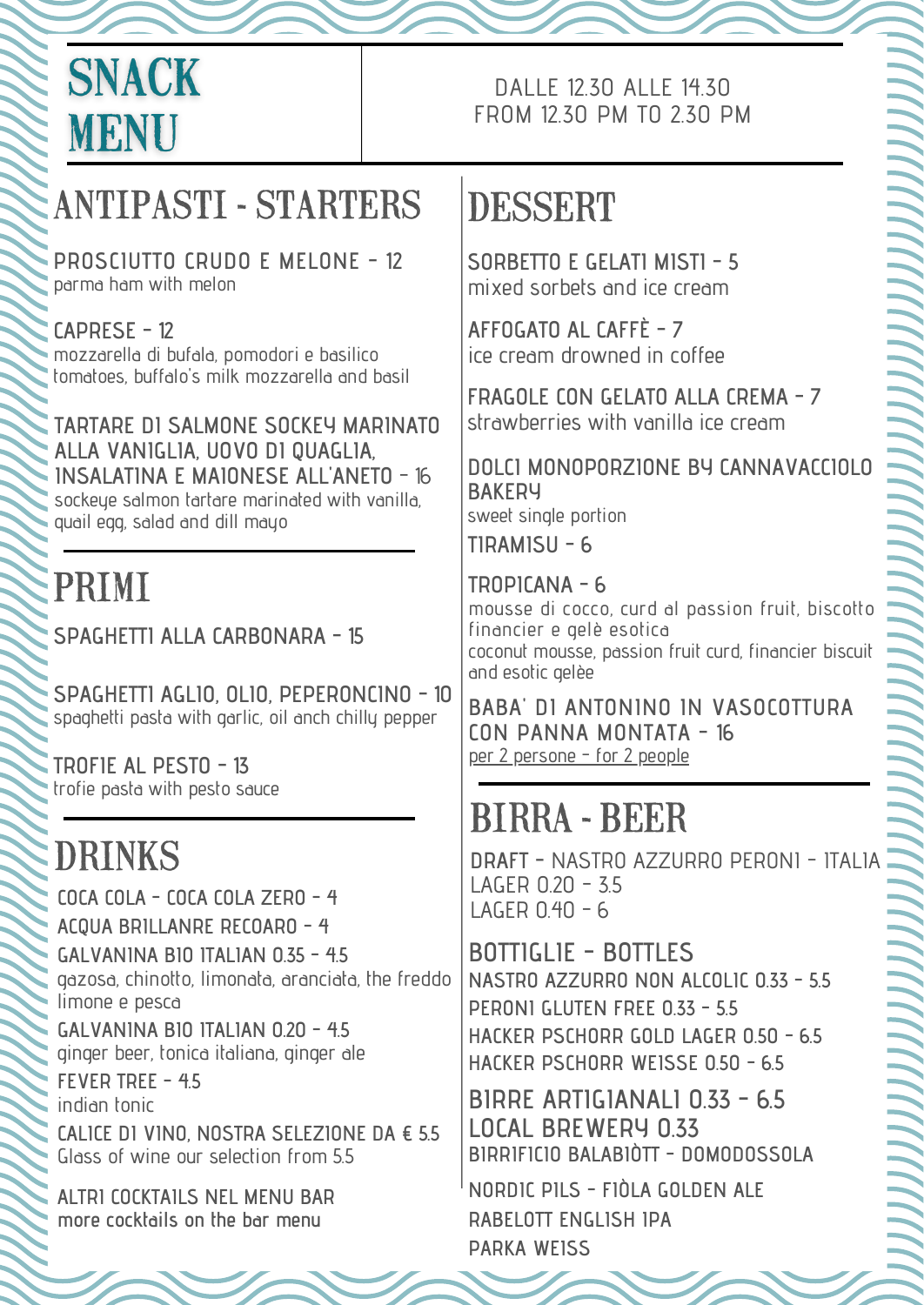# SNACK MENU

DALLE 12.30 ALLE 14.30
FROM 12.30 PM TO 2.30 PM

## ANTIPASTI - STARTERS

**PROSCIUTTO CRUDO E MELONE - 12**
parma ham with melon

**CAPRESE - 12**
mozzarella di bufala, pomodori e basilico
tomatoes, buffalo's milk mozzarella and basil

**TARTARE DI SALMONE SOCKEY MARINATO ALLA VANIGLIA, UOVO DI QUAGLIA, INSALATINA E MAIONESE ALL'ANETO - 16**
sockeye salmon tartare marinated with vanilla, quail egg, salad and dill mayo

## PRIMI

**SPAGHETTI ALLA CARBONARA - 15**

**SPAGHETTI AGLIO, OLIO, PEPERONCINO - 10**
spaghetti pasta with garlic, oil anch chilly pepper

**TROFIE AL PESTO - 13**
trofie pasta with pesto sauce

## DRINKS

**COCA COLA - COCA COLA ZERO - 4**

**ACQUA BRILLANRE RECOARO - 4**

**GALVANINA BIO ITALIAN 0.35 - 4.5**
gazosa, chinotto, limonata, aranciata, the freddo limone e pesca

**GALVANINA BIO ITALIAN 0.20 - 4.5**
ginger beer, tonica italiana, ginger ale

**FEVER TREE - 4.5**
indian tonic

**CALICE DI VINO, NOSTRA SELEZIONE DA € 5.5**
Glass of wine our selection from 5.5

**ALTRI COCKTAILS NEL MENU BAR**
**more cocktails on the bar menu**

## DESSERT

**SORBETTO E GELATI MISTI - 5**
mixed sorbets and ice cream

**AFFOGATO AL CAFFÈ - 7**
ice cream drowned in coffee

**FRAGOLE CON GELATO ALLA CREMA - 7**
strawberries with vanilla ice cream

**DOLCI MONOPORZIONE BY CANNAVACCIOLO BAKERY**
sweet single portion

**TIRAMISU - 6**

**TROPICANA - 6**
mousse di cocco, curd al passion fruit, biscotto financier e gelè esotica
coconut mousse, passion fruit curd, financier biscuit and esotic gelèe

**BABA' DI ANTONINO IN VASOCOTTURA CON PANNA MONTATA - 16**
per 2 persone - for 2 people

## BIRRA - BEER

**DRAFT** - NASTRO AZZURRO PERONI - ITALIA
LAGER 0.20 - 3.5
LAGER 0.40 - 6

### BOTTIGLIE - BOTTLES

**NASTRO AZZURRO NON ALCOLIC 0.33 - 5.5**

**PERONI GLUTEN FREE 0.33 - 5.5**

**HACKER PSCHORR GOLD LAGER 0.50 - 6.5**

**HACKER PSCHORR WEISSE 0.50 - 6.5**

### BIRRE ARTIGIANALI 0.33 - 6.5
### LOCAL BREWERY 0.33

**BIRRIFICIO BALABIÒTT - DOMODOSSOLA**

**NORDIC PILS - FIÒLA GOLDEN ALE**

**RABELOTT ENGLISH IPA**

**PARKA WEISS**